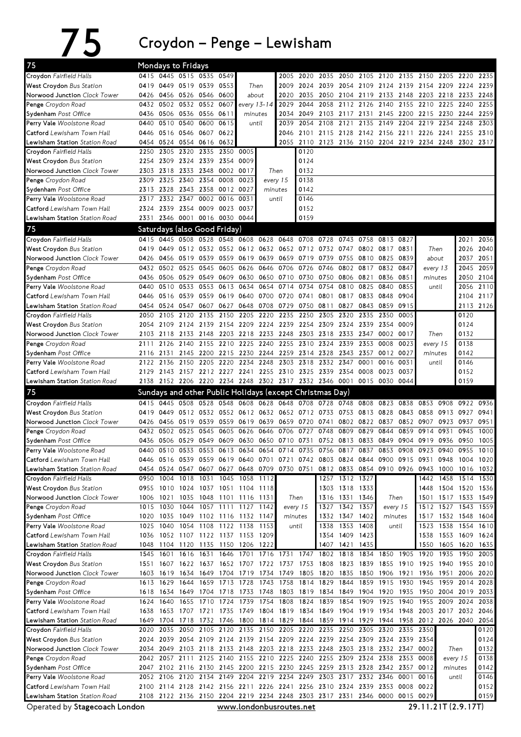# 75 Croydon – Penge – Lewisham

## Mondays to Fridays

| Stop | | | | | | | | | | | | | | | | | | |
|---|---|---|---|---|---|---|---|---|---|---|---|---|---|---|---|---|---|---|
| Croydon *Fairfield Halls* | 0415 | 0445 | 0515 | 0535 | 0549 | Then about every 13-14 minutes until | 2005 | 2020 | 2035 | 2050 | 2105 | 2120 | 2135 | 2150 | 2205 | 2220 | 2235 |
| West Croydon *Bus Station* | 0419 | 0449 | 0519 | 0539 | 0553 | | 2009 | 2024 | 2039 | 2054 | 2109 | 2124 | 2139 | 2154 | 2209 | 2224 | 2239 |
| Norwood Junction *Clock Tower* | 0426 | 0456 | 0526 | 0546 | 0600 | | 2020 | 2035 | 2050 | 2104 | 2119 | 2133 | 2148 | 2203 | 2218 | 2233 | 2248 |
| Penge *Croydon Road* | 0432 | 0502 | 0532 | 0552 | 0607 | | 2029 | 2044 | 2058 | 2112 | 2126 | 2140 | 2155 | 2210 | 2225 | 2240 | 2255 |
| Sydenham *Post Office* | 0436 | 0506 | 0536 | 0556 | 0611 | | 2034 | 2049 | 2103 | 2117 | 2131 | 2145 | 2200 | 2215 | 2230 | 2244 | 2259 |
| Perry Vale *Woolstone Road* | 0440 | 0510 | 0540 | 0600 | 0615 | | 2039 | 2054 | 2108 | 2121 | 2135 | 2149 | 2204 | 2219 | 2234 | 2248 | 2303 |
| Catford *Lewisham Town Hall* | 0446 | 0516 | 0546 | 0607 | 0622 | | 2046 | 2101 | 2115 | 2128 | 2142 | 2156 | 2211 | 2226 | 2241 | 2255 | 2310 |
| Lewisham Station *Station Road* | 0454 | 0524 | 0554 | 0616 | 0632 | | 2055 | 2110 | 2123 | 2136 | 2150 | 2204 | 2219 | 2234 | 2248 | 2302 | 2317 |

| Stop | | | | | | | | |
|---|---|---|---|---|---|---|---|---|
| Croydon *Fairfield Halls* | 2250 | 2305 | 2320 | 2335 | 2350 | 0005 | Then every 15 minutes until | 0120 |
| West Croydon *Bus Station* | 2254 | 2309 | 2324 | 2339 | 2354 | 0009 | | 0124 |
| Norwood Junction *Clock Tower* | 2303 | 2318 | 2333 | 2348 | 0002 | 0017 | | 0132 |
| Penge *Croydon Road* | 2309 | 2325 | 2340 | 2354 | 0008 | 0023 | | 0138 |
| Sydenham *Post Office* | 2313 | 2328 | 2343 | 2358 | 0012 | 0027 | | 0142 |
| Perry Vale *Woolstone Road* | 2317 | 2332 | 2347 | 0002 | 0016 | 0031 | | 0146 |
| Catford *Lewisham Town Hall* | 2324 | 2339 | 2354 | 0009 | 0023 | 0037 | | 0152 |
| Lewisham Station *Station Road* | 2331 | 2346 | 0001 | 0016 | 0030 | 0044 | | 0159 |

## Saturdays (also Good Friday)

| Stop | | | | | | | | | | | | | | | | | | |
|---|---|---|---|---|---|---|---|---|---|---|---|---|---|---|---|---|---|---|
| Croydon *Fairfield Halls* | 0415 | 0445 | 0508 | 0528 | 0548 | 0608 | 0628 | 0648 | 0708 | 0728 | 0743 | 0758 | 0813 | 0827 | Then about every 13 minutes until | 2021 | 2036 |
| West Croydon *Bus Station* | 0419 | 0449 | 0512 | 0532 | 0552 | 0612 | 0632 | 0652 | 0712 | 0732 | 0747 | 0802 | 0817 | 0831 | | 2026 | 2040 |
| Norwood Junction *Clock Tower* | 0426 | 0456 | 0519 | 0539 | 0559 | 0619 | 0639 | 0659 | 0719 | 0739 | 0755 | 0810 | 0825 | 0839 | | 2037 | 2051 |
| Penge *Croydon Road* | 0432 | 0502 | 0525 | 0545 | 0605 | 0626 | 0646 | 0706 | 0726 | 0746 | 0802 | 0817 | 0832 | 0847 | | 2045 | 2059 |
| Sydenham *Post Office* | 0436 | 0506 | 0529 | 0549 | 0609 | 0630 | 0650 | 0710 | 0730 | 0750 | 0806 | 0821 | 0836 | 0851 | | 2050 | 2104 |
| Perry Vale *Woolstone Road* | 0440 | 0510 | 0533 | 0553 | 0613 | 0634 | 0654 | 0714 | 0734 | 0754 | 0810 | 0825 | 0840 | 0855 | | 2056 | 2110 |
| Catford *Lewisham Town Hall* | 0446 | 0516 | 0539 | 0559 | 0619 | 0640 | 0700 | 0720 | 0741 | 0801 | 0817 | 0833 | 0848 | 0904 | | 2104 | 2117 |
| Lewisham Station *Station Road* | 0454 | 0524 | 0547 | 0607 | 0627 | 0648 | 0708 | 0729 | 0750 | 0811 | 0827 | 0843 | 0859 | 0915 | | 2113 | 2126 |

| Stop | | | | | | | | | | | | | | | | |
|---|---|---|---|---|---|---|---|---|---|---|---|---|---|---|---|---|
| Croydon *Fairfield Halls* | 2050 | 2105 | 2120 | 2135 | 2150 | 2205 | 2220 | 2235 | 2250 | 2305 | 2320 | 2335 | 2350 | 0005 | Then every 15 minutes until | 0120 |
| West Croydon *Bus Station* | 2054 | 2109 | 2124 | 2139 | 2154 | 2209 | 2224 | 2239 | 2254 | 2309 | 2324 | 2339 | 2354 | 0009 | | 0124 |
| Norwood Junction *Clock Tower* | 2103 | 2118 | 2133 | 2148 | 2203 | 2218 | 2233 | 2248 | 2303 | 2318 | 2333 | 2347 | 0002 | 0017 | | 0132 |
| Penge *Croydon Road* | 2111 | 2126 | 2140 | 2155 | 2210 | 2225 | 2240 | 2255 | 2310 | 2324 | 2339 | 2353 | 0008 | 0023 | | 0138 |
| Sydenham *Post Office* | 2116 | 2131 | 2145 | 2200 | 2215 | 2230 | 2244 | 2259 | 2314 | 2328 | 2343 | 2357 | 0012 | 0027 | | 0142 |
| Perry Vale *Woolstone Road* | 2122 | 2136 | 2150 | 2205 | 2220 | 2234 | 2248 | 2303 | 2318 | 2332 | 2347 | 0001 | 0016 | 0031 | | 0146 |
| Catford *Lewisham Town Hall* | 2129 | 2143 | 2157 | 2212 | 2227 | 2241 | 2255 | 2310 | 2325 | 2339 | 2354 | 0008 | 0023 | 0037 | | 0152 |
| Lewisham Station *Station Road* | 2138 | 2152 | 2206 | 2220 | 2234 | 2248 | 2302 | 2317 | 2332 | 2346 | 0001 | 0015 | 0030 | 0044 | | 0159 |

## Sundays and other Public Holidays (except Christmas Day)

| Stop | | | | | | | | | | | | | | | | | | | |
|---|---|---|---|---|---|---|---|---|---|---|---|---|---|---|---|---|---|---|---|
| Croydon *Fairfield Halls* | 0415 | 0445 | 0508 | 0528 | 0548 | 0608 | 0628 | 0648 | 0708 | 0728 | 0748 | 0808 | 0823 | 0838 | 0853 | 0908 | 0922 | 0936 |
| West Croydon *Bus Station* | 0419 | 0449 | 0512 | 0532 | 0552 | 0612 | 0632 | 0652 | 0712 | 0733 | 0753 | 0813 | 0828 | 0843 | 0858 | 0913 | 0927 | 0941 |
| Norwood Junction *Clock Tower* | 0426 | 0456 | 0519 | 0539 | 0559 | 0619 | 0639 | 0659 | 0720 | 0741 | 0802 | 0822 | 0837 | 0852 | 0907 | 0923 | 0937 | 0951 |
| Penge *Croydon Road* | 0432 | 0502 | 0525 | 0545 | 0605 | 0626 | 0646 | 0706 | 0727 | 0748 | 0809 | 0829 | 0844 | 0859 | 0914 | 0931 | 0945 | 1000 |
| Sydenham *Post Office* | 0436 | 0506 | 0529 | 0549 | 0609 | 0630 | 0650 | 0710 | 0731 | 0752 | 0813 | 0833 | 0849 | 0904 | 0919 | 0936 | 0950 | 1005 |
| Perry Vale *Woolstone Road* | 0440 | 0510 | 0533 | 0553 | 0613 | 0634 | 0654 | 0714 | 0735 | 0756 | 0817 | 0837 | 0853 | 0908 | 0923 | 0940 | 0955 | 1010 |
| Catford *Lewisham Town Hall* | 0446 | 0516 | 0539 | 0559 | 0619 | 0640 | 0701 | 0721 | 0742 | 0803 | 0824 | 0844 | 0900 | 0915 | 0931 | 0948 | 1004 | 1020 |
| Lewisham Station *Station Road* | 0454 | 0524 | 0547 | 0607 | 0627 | 0648 | 0709 | 0730 | 0751 | 0812 | 0833 | 0854 | 0910 | 0926 | 0943 | 1000 | 1016 | 1032 |

| Stop | | | | | | | | | | | | | | | | | |
|---|---|---|---|---|---|---|---|---|---|---|---|---|---|---|---|---|---|
| Croydon *Fairfield Halls* | 0950 | 1004 | 1018 | 1031 | 1045 | 1058 | 1112 | Then every 15 minutes until | 1257 | 1312 | 1327 | Then every 15 minutes until | 1442 | 1458 | 1514 | 1530 |
| West Croydon *Bus Station* | 0955 | 1010 | 1024 | 1037 | 1051 | 1104 | 1118 | | 1303 | 1318 | 1333 | | 1448 | 1504 | 1520 | 1536 |
| Norwood Junction *Clock Tower* | 1006 | 1021 | 1035 | 1048 | 1101 | 1116 | 1131 | | 1316 | 1331 | 1346 | | 1501 | 1517 | 1533 | 1549 |
| Penge *Croydon Road* | 1015 | 1030 | 1044 | 1057 | 1111 | 1127 | 1142 | | 1327 | 1342 | 1357 | | 1512 | 1527 | 1543 | 1559 |
| Sydenham *Post Office* | 1020 | 1035 | 1049 | 1102 | 1116 | 1132 | 1147 | | 1332 | 1347 | 1402 | | 1517 | 1532 | 1548 | 1604 |
| Perry Vale *Woolstone Road* | 1025 | 1040 | 1054 | 1108 | 1122 | 1138 | 1153 | | 1338 | 1353 | 1408 | | 1523 | 1538 | 1554 | 1610 |
| Catford *Lewisham Town Hall* | 1036 | 1052 | 1107 | 1122 | 1137 | 1153 | 1209 | | 1354 | 1409 | 1423 | | 1538 | 1553 | 1609 | 1624 |
| Lewisham Station *Station Road* | 1048 | 1104 | 1120 | 1135 | 1150 | 1206 | 1222 | | 1407 | 1421 | 1435 | | 1550 | 1605 | 1620 | 1635 |

| Stop | | | | | | | | | | | | | | | | | | |
|---|---|---|---|---|---|---|---|---|---|---|---|---|---|---|---|---|---|---|
| Croydon *Fairfield Halls* | 1545 | 1601 | 1616 | 1631 | 1646 | 1701 | 1716 | 1731 | 1747 | 1802 | 1818 | 1834 | 1850 | 1905 | 1920 | 1935 | 1950 | 2005 |
| West Croydon *Bus Station* | 1551 | 1607 | 1622 | 1637 | 1652 | 1707 | 1722 | 1737 | 1753 | 1808 | 1823 | 1839 | 1855 | 1910 | 1925 | 1940 | 1955 | 2010 |
| Norwood Junction *Clock Tower* | 1603 | 1619 | 1634 | 1649 | 1704 | 1719 | 1734 | 1749 | 1805 | 1820 | 1835 | 1850 | 1906 | 1921 | 1936 | 1951 | 2006 | 2020 |
| Penge *Croydon Road* | 1613 | 1629 | 1644 | 1659 | 1713 | 1728 | 1743 | 1758 | 1814 | 1829 | 1844 | 1859 | 1915 | 1930 | 1945 | 1959 | 2014 | 2028 |
| Sydenham *Post Office* | 1618 | 1634 | 1649 | 1704 | 1718 | 1733 | 1748 | 1803 | 1819 | 1834 | 1849 | 1904 | 1920 | 1935 | 1950 | 2004 | 2019 | 2033 |
| Perry Vale *Woolstone Road* | 1624 | 1640 | 1655 | 1710 | 1724 | 1739 | 1754 | 1808 | 1824 | 1839 | 1854 | 1909 | 1925 | 1940 | 1955 | 2009 | 2024 | 2038 |
| Catford *Lewisham Town Hall* | 1638 | 1653 | 1707 | 1721 | 1735 | 1749 | 1804 | 1819 | 1834 | 1849 | 1904 | 1919 | 1934 | 1948 | 2003 | 2017 | 2032 | 2046 |
| Lewisham Station *Station Road* | 1649 | 1704 | 1718 | 1732 | 1746 | 1800 | 1814 | 1829 | 1844 | 1859 | 1914 | 1929 | 1944 | 1958 | 2012 | 2026 | 2040 | 2054 |

| Stop | | | | | | | | | | | | | | | | | |
|---|---|---|---|---|---|---|---|---|---|---|---|---|---|---|---|---|---|
| Croydon *Fairfield Halls* | 2020 | 2035 | 2050 | 2105 | 2120 | 2135 | 2150 | 2205 | 2220 | 2235 | 2250 | 2305 | 2320 | 2335 | 2350 | Then every 15 minutes until | 0120 |
| West Croydon *Bus Station* | 2024 | 2039 | 2054 | 2109 | 2124 | 2139 | 2154 | 2209 | 2224 | 2239 | 2254 | 2309 | 2324 | 2339 | 2354 | | 0124 |
| Norwood Junction *Clock Tower* | 2034 | 2049 | 2103 | 2118 | 2133 | 2148 | 2203 | 2218 | 2233 | 2248 | 2303 | 2318 | 2332 | 2347 | 0002 | | 0132 |
| Penge *Croydon Road* | 2042 | 2057 | 2111 | 2125 | 2140 | 2155 | 2210 | 2225 | 2240 | 2255 | 2309 | 2324 | 2338 | 2353 | 0008 | | 0138 |
| Sydenham *Post Office* | 2047 | 2102 | 2116 | 2130 | 2145 | 2200 | 2215 | 2230 | 2245 | 2259 | 2313 | 2328 | 2342 | 2357 | 0012 | | 0142 |
| Perry Vale *Woolstone Road* | 2052 | 2106 | 2120 | 2134 | 2149 | 2204 | 2219 | 2234 | 2249 | 2303 | 2317 | 2332 | 2346 | 0001 | 0016 | | 0146 |
| Catford *Lewisham Town Hall* | 2100 | 2114 | 2128 | 2142 | 2156 | 2211 | 2226 | 2241 | 2256 | 2310 | 2324 | 2339 | 2353 | 0008 | 0022 | | 0152 |
| Lewisham Station *Station Road* | 2108 | 2122 | 2136 | 2150 | 2204 | 2219 | 2234 | 2248 | 2303 | 2317 | 2331 | 2346 | 0000 | 0015 | 0029 | | 0159 |

Operated by **Stagecoach London** | www.londonbusroutes.net | 29.11.21T (2.9.17T)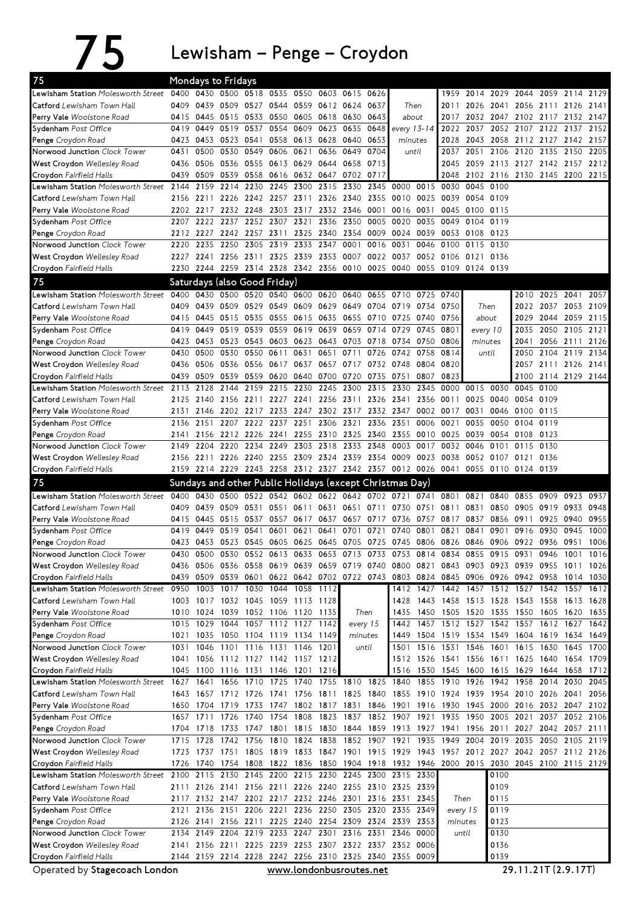# 75 Lewisham – Penge – Croydon

## Mondays to Fridays

| | | | | | | | | | | | | | | | | | |
|---|---|---|---|---|---|---|---|---|---|---|---|---|---|---|---|---|---|
| **Lewisham Station** *Molesworth Street* | 0400 | 0430 | 0500 | 0518 | 0535 | 0550 | 0603 | 0615 | 0626 | Then about every 13-14 minutes until | 1959 | 2014 | 2029 | 2044 | 2059 | 2114 | 2129 |
| **Catford** *Lewisham Town Hall* | 0409 | 0439 | 0509 | 0527 | 0544 | 0559 | 0612 | 0624 | 0637 | | 2011 | 2026 | 2041 | 2056 | 2111 | 2126 | 2141 |
| **Perry Vale** *Woolstone Road* | 0415 | 0445 | 0515 | 0533 | 0550 | 0605 | 0618 | 0630 | 0643 | | 2017 | 2032 | 2047 | 2102 | 2117 | 2132 | 2147 |
| **Sydenham** *Post Office* | 0419 | 0449 | 0519 | 0537 | 0554 | 0609 | 0623 | 0635 | 0648 | | 2022 | 2037 | 2052 | 2107 | 2122 | 2137 | 2152 |
| **Penge** *Croydon Road* | 0423 | 0453 | 0523 | 0541 | 0558 | 0613 | 0628 | 0640 | 0653 | | 2028 | 2043 | 2058 | 2112 | 2127 | 2142 | 2157 |
| **Norwood Junction** *Clock Tower* | 0431 | 0500 | 0530 | 0549 | 0606 | 0621 | 0636 | 0649 | 0704 | | 2037 | 2051 | 2106 | 2120 | 2135 | 2150 | 2205 |
| **West Croydon** *Wellesley Road* | 0436 | 0506 | 0536 | 0555 | 0613 | 0629 | 0644 | 0658 | 0713 | | 2045 | 2059 | 2113 | 2127 | 2142 | 2157 | 2212 |
| **Croydon** *Fairfield Halls* | 0439 | 0509 | 0539 | 0558 | 0616 | 0632 | 0647 | 0702 | 0717 | | 2048 | 2102 | 2116 | 2130 | 2145 | 2200 | 2215 |

| | | | | | | | | | | | | | | |
|---|---|---|---|---|---|---|---|---|---|---|---|---|---|---|
| **Lewisham Station** *Molesworth Street* | 2144 | 2159 | 2214 | 2230 | 2245 | 2300 | 2315 | 2330 | 2345 | 0000 | 0015 | 0030 | 0045 | 0100 |
| **Catford** *Lewisham Town Hall* | 2156 | 2211 | 2226 | 2242 | 2257 | 2311 | 2326 | 2340 | 2355 | 0010 | 0025 | 0039 | 0054 | 0109 |
| **Perry Vale** *Woolstone Road* | 2202 | 2217 | 2232 | 2248 | 2303 | 2317 | 2332 | 2346 | 0001 | 0016 | 0031 | 0045 | 0100 | 0115 |
| **Sydenham** *Post Office* | 2207 | 2222 | 2237 | 2252 | 2307 | 2321 | 2336 | 2350 | 0005 | 0020 | 0035 | 0049 | 0104 | 0119 |
| **Penge** *Croydon Road* | 2212 | 2227 | 2242 | 2257 | 2311 | 2325 | 2340 | 2354 | 0009 | 0024 | 0039 | 0053 | 0108 | 0123 |
| **Norwood Junction** *Clock Tower* | 2220 | 2235 | 2250 | 2305 | 2319 | 2333 | 2347 | 0001 | 0016 | 0031 | 0046 | 0100 | 0115 | 0130 |
| **West Croydon** *Wellesley Road* | 2227 | 2241 | 2256 | 2311 | 2325 | 2339 | 2353 | 0007 | 0022 | 0037 | 0052 | 0106 | 0121 | 0136 |
| **Croydon** *Fairfield Halls* | 2230 | 2244 | 2259 | 2314 | 2328 | 2342 | 2356 | 0010 | 0025 | 0040 | 0055 | 0109 | 0124 | 0139 |

## Saturdays (also Good Friday)

| | | | | | | | | | | | | | | | | | |
|---|---|---|---|---|---|---|---|---|---|---|---|---|---|---|---|---|---|
| **Lewisham Station** *Molesworth Street* | 0400 | 0430 | 0500 | 0520 | 0540 | 0600 | 0620 | 0640 | 0655 | 0710 | 0725 | 0740 | Then about every 10 minutes until | 2010 | 2025 | 2041 | 2057 |
| **Catford** *Lewisham Town Hall* | 0409 | 0439 | 0509 | 0529 | 0549 | 0609 | 0629 | 0649 | 0704 | 0719 | 0734 | 0750 | | 2022 | 2037 | 2053 | 2109 |
| **Perry Vale** *Woolstone Road* | 0415 | 0445 | 0515 | 0535 | 0555 | 0615 | 0635 | 0655 | 0710 | 0725 | 0740 | 0756 | | 2029 | 2044 | 2059 | 2115 |
| **Sydenham** *Post Office* | 0419 | 0449 | 0519 | 0539 | 0559 | 0619 | 0639 | 0659 | 0714 | 0729 | 0745 | 0801 | | 2035 | 2050 | 2105 | 2121 |
| **Penge** *Croydon Road* | 0423 | 0453 | 0523 | 0543 | 0603 | 0623 | 0643 | 0703 | 0718 | 0734 | 0750 | 0806 | | 2041 | 2056 | 2111 | 2126 |
| **Norwood Junction** *Clock Tower* | 0430 | 0500 | 0530 | 0550 | 0611 | 0631 | 0651 | 0711 | 0726 | 0742 | 0758 | 0814 | | 2050 | 2104 | 2119 | 2134 |
| **West Croydon** *Wellesley Road* | 0436 | 0506 | 0536 | 0556 | 0617 | 0637 | 0657 | 0717 | 0732 | 0748 | 0804 | 0820 | | 2057 | 2111 | 2126 | 2141 |
| **Croydon** *Fairfield Halls* | 0439 | 0509 | 0539 | 0559 | 0620 | 0640 | 0700 | 0720 | 0735 | 0751 | 0807 | 0823 | | 2100 | 2114 | 2129 | 2144 |

| | | | | | | | | | | | | | | | | |
|---|---|---|---|---|---|---|---|---|---|---|---|---|---|---|---|---|
| **Lewisham Station** *Molesworth Street* | 2113 | 2128 | 2144 | 2159 | 2215 | 2230 | 2245 | 2300 | 2315 | 2330 | 2345 | 0000 | 0015 | 0030 | 0045 | 0100 |
| **Catford** *Lewisham Town Hall* | 2125 | 2140 | 2156 | 2211 | 2227 | 2241 | 2256 | 2311 | 2326 | 2341 | 2356 | 0011 | 0025 | 0040 | 0054 | 0109 |
| **Perry Vale** *Woolstone Road* | 2131 | 2146 | 2202 | 2217 | 2233 | 2247 | 2302 | 2317 | 2332 | 2347 | 0002 | 0017 | 0031 | 0046 | 0100 | 0115 |
| **Sydenham** *Post Office* | 2136 | 2151 | 2207 | 2222 | 2237 | 2251 | 2306 | 2321 | 2336 | 2351 | 0006 | 0021 | 0035 | 0050 | 0104 | 0119 |
| **Penge** *Croydon Road* | 2141 | 2156 | 2212 | 2226 | 2241 | 2255 | 2310 | 2325 | 2340 | 2355 | 0010 | 0025 | 0039 | 0054 | 0108 | 0123 |
| **Norwood Junction** *Clock Tower* | 2149 | 2204 | 2220 | 2234 | 2249 | 2303 | 2318 | 2333 | 2348 | 0003 | 0017 | 0032 | 0046 | 0101 | 0115 | 0130 |
| **West Croydon** *Wellesley Road* | 2156 | 2211 | 2226 | 2240 | 2255 | 2309 | 2324 | 2339 | 2354 | 0009 | 0023 | 0038 | 0052 | 0107 | 0121 | 0136 |
| **Croydon** *Fairfield Halls* | 2159 | 2214 | 2229 | 2243 | 2258 | 2312 | 2327 | 2342 | 2357 | 0012 | 0026 | 0041 | 0055 | 0110 | 0124 | 0139 |

## Sundays and other Public Holidays (except Christmas Day)

| | | | | | | | | | | | | | | | | | | |
|---|---|---|---|---|---|---|---|---|---|---|---|---|---|---|---|---|---|---|
| **Lewisham Station** *Molesworth Street* | 0400 | 0430 | 0500 | 0522 | 0542 | 0602 | 0622 | 0642 | 0702 | 0721 | 0741 | 0801 | 0821 | 0840 | 0855 | 0909 | 0923 | 0937 |
| **Catford** *Lewisham Town Hall* | 0409 | 0439 | 0509 | 0531 | 0551 | 0611 | 0631 | 0651 | 0711 | 0730 | 0751 | 0811 | 0831 | 0850 | 0905 | 0919 | 0933 | 0948 |
| **Perry Vale** *Woolstone Road* | 0415 | 0445 | 0515 | 0537 | 0557 | 0617 | 0637 | 0657 | 0717 | 0736 | 0757 | 0817 | 0837 | 0856 | 0911 | 0925 | 0940 | 0955 |
| **Sydenham** *Post Office* | 0419 | 0449 | 0519 | 0541 | 0601 | 0621 | 0641 | 0701 | 0721 | 0740 | 0801 | 0821 | 0841 | 0901 | 0916 | 0930 | 0945 | 1000 |
| **Penge** *Croydon Road* | 0423 | 0453 | 0523 | 0545 | 0605 | 0625 | 0645 | 0705 | 0725 | 0745 | 0806 | 0826 | 0846 | 0906 | 0922 | 0936 | 0951 | 1006 |
| **Norwood Junction** *Clock Tower* | 0430 | 0500 | 0530 | 0552 | 0613 | 0633 | 0653 | 0713 | 0733 | 0753 | 0814 | 0834 | 0855 | 0915 | 0931 | 0946 | 1001 | 1016 |
| **West Croydon** *Wellesley Road* | 0436 | 0506 | 0536 | 0558 | 0619 | 0639 | 0659 | 0719 | 0740 | 0800 | 0821 | 0843 | 0903 | 0923 | 0939 | 0955 | 1011 | 1026 |
| **Croydon** *Fairfield Halls* | 0439 | 0509 | 0539 | 0601 | 0622 | 0642 | 0702 | 0722 | 0743 | 0803 | 0824 | 0845 | 0906 | 0926 | 0942 | 0958 | 1014 | 1030 |

| | | | | | | | | | | | | | | | | | |
|---|---|---|---|---|---|---|---|---|---|---|---|---|---|---|---|---|---|
| **Lewisham Station** *Molesworth Street* | 0950 | 1003 | 1017 | 1030 | 1044 | 1058 | 1112 | Then every 15 minutes until | 1412 | 1427 | 1442 | 1457 | 1512 | 1527 | 1542 | 1557 | 1612 |
| **Catford** *Lewisham Town Hall* | 1003 | 1017 | 1032 | 1045 | 1059 | 1113 | 1128 | | 1428 | 1443 | 1458 | 1513 | 1528 | 1543 | 1558 | 1613 | 1628 |
| **Perry Vale** *Woolstone Road* | 1010 | 1024 | 1039 | 1052 | 1106 | 1120 | 1135 | | 1435 | 1450 | 1505 | 1520 | 1535 | 1550 | 1605 | 1620 | 1635 |
| **Sydenham** *Post Office* | 1015 | 1029 | 1044 | 1057 | 1112 | 1127 | 1142 | | 1442 | 1457 | 1512 | 1527 | 1542 | 1557 | 1612 | 1627 | 1642 |
| **Penge** *Croydon Road* | 1021 | 1035 | 1050 | 1104 | 1119 | 1134 | 1149 | | 1449 | 1504 | 1519 | 1534 | 1549 | 1604 | 1619 | 1634 | 1649 |
| **Norwood Junction** *Clock Tower* | 1031 | 1046 | 1101 | 1116 | 1131 | 1146 | 1201 | | 1501 | 1516 | 1531 | 1546 | 1601 | 1615 | 1630 | 1645 | 1700 |
| **West Croydon** *Wellesley Road* | 1041 | 1056 | 1112 | 1127 | 1142 | 1157 | 1212 | | 1512 | 1526 | 1541 | 1556 | 1611 | 1625 | 1640 | 1654 | 1709 |
| **Croydon** *Fairfield Halls* | 1045 | 1100 | 1116 | 1131 | 1146 | 1201 | 1216 | | 1516 | 1530 | 1545 | 1600 | 1615 | 1629 | 1644 | 1658 | 1712 |

| | | | | | | | | | | | | | | | | | | |
|---|---|---|---|---|---|---|---|---|---|---|---|---|---|---|---|---|---|---|
| **Lewisham Station** *Molesworth Street* | 1627 | 1641 | 1656 | 1710 | 1725 | 1740 | 1755 | 1810 | 1825 | 1840 | 1855 | 1910 | 1926 | 1942 | 1958 | 2014 | 2030 | 2045 |
| **Catford** *Lewisham Town Hall* | 1643 | 1657 | 1712 | 1726 | 1741 | 1756 | 1811 | 1825 | 1840 | 1855 | 1910 | 1924 | 1939 | 1954 | 2010 | 2026 | 2041 | 2056 |
| **Perry Vale** *Woolstone Road* | 1650 | 1704 | 1719 | 1733 | 1747 | 1802 | 1817 | 1831 | 1846 | 1901 | 1916 | 1930 | 1945 | 2000 | 2016 | 2032 | 2047 | 2102 |
| **Sydenham** *Post Office* | 1657 | 1711 | 1726 | 1740 | 1754 | 1808 | 1823 | 1837 | 1852 | 1907 | 1921 | 1935 | 1950 | 2005 | 2021 | 2037 | 2052 | 2106 |
| **Penge** *Croydon Road* | 1704 | 1718 | 1733 | 1747 | 1801 | 1815 | 1830 | 1844 | 1859 | 1913 | 1927 | 1941 | 1956 | 2011 | 2027 | 2042 | 2057 | 2111 |
| **Norwood Junction** *Clock Tower* | 1715 | 1728 | 1742 | 1756 | 1810 | 1824 | 1838 | 1852 | 1907 | 1921 | 1935 | 1949 | 2004 | 2019 | 2035 | 2050 | 2105 | 2119 |
| **West Croydon** *Wellesley Road* | 1723 | 1737 | 1751 | 1805 | 1819 | 1833 | 1847 | 1901 | 1915 | 1929 | 1943 | 1957 | 2012 | 2027 | 2042 | 2057 | 2112 | 2126 |
| **Croydon** *Fairfield Halls* | 1726 | 1740 | 1754 | 1808 | 1822 | 1836 | 1850 | 1904 | 1918 | 1932 | 1946 | 2000 | 2015 | 2030 | 2045 | 2100 | 2115 | 2129 |

| | | | | | | | | | | | | | |
|---|---|---|---|---|---|---|---|---|---|---|---|---|---|
| **Lewisham Station** *Molesworth Street* | 2100 | 2115 | 2130 | 2145 | 2200 | 2215 | 2230 | 2245 | 2300 | 2315 | 2330 | Then every 15 minutes until | 0100 |
| **Catford** *Lewisham Town Hall* | 2111 | 2126 | 2141 | 2156 | 2211 | 2226 | 2240 | 2255 | 2310 | 2325 | 2339 | | 0109 |
| **Perry Vale** *Woolstone Road* | 2117 | 2132 | 2147 | 2202 | 2217 | 2232 | 2246 | 2301 | 2316 | 2331 | 2345 | | 0115 |
| **Sydenham** *Post Office* | 2121 | 2136 | 2151 | 2206 | 2221 | 2236 | 2250 | 2305 | 2320 | 2335 | 2349 | | 0119 |
| **Penge** *Croydon Road* | 2126 | 2141 | 2156 | 2211 | 2225 | 2240 | 2254 | 2309 | 2324 | 2339 | 2353 | | 0123 |
| **Norwood Junction** *Clock Tower* | 2134 | 2149 | 2204 | 2219 | 2233 | 2247 | 2301 | 2316 | 2331 | 2346 | 0000 | | 0130 |
| **West Croydon** *Wellesley Road* | 2141 | 2156 | 2211 | 2225 | 2239 | 2253 | 2307 | 2322 | 2337 | 2352 | 0006 | | 0136 |
| **Croydon** *Fairfield Halls* | 2144 | 2159 | 2214 | 2228 | 2242 | 2256 | 2310 | 2325 | 2340 | 2355 | 0009 | | 0139 |

Operated by **Stagecoach London** www.londonbusroutes.net 29.11.21T (2.9.17T)